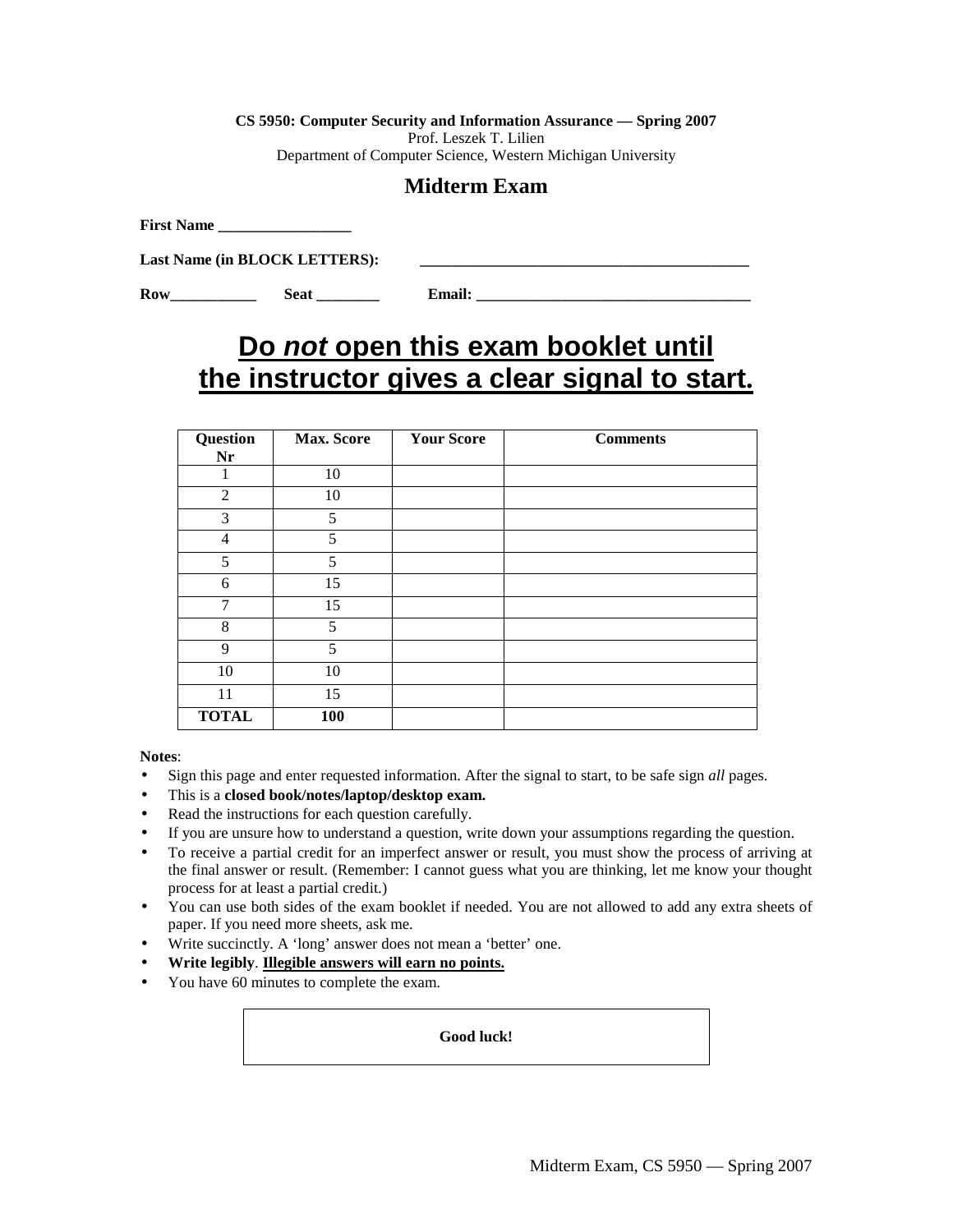**CS 5950: Computer Security and Information Assurance — Spring 2007**
Prof. Leszek T. Lilien
Department of Computer Science, Western Michigan University

## Midterm Exam

**First Name** _________________

**Last Name (in BLOCK LETTERS):** ____________________________________________

**Row**___________ **Seat** ________ **Email:** ____________________________________

# <u>Do *not* open this exam booklet until the instructor gives a clear signal to start.</u>

| Question Nr | Max. Score | Your Score | Comments |
|---|---|---|---|
| 1 | 10 | | |
| 2 | 10 | | |
| 3 | 5 | | |
| 4 | 5 | | |
| 5 | 5 | | |
| 6 | 15 | | |
| 7 | 15 | | |
| 8 | 5 | | |
| 9 | 5 | | |
| 10 | 10 | | |
| 11 | 15 | | |
| **TOTAL** | **100** | | |

**Notes**:

- Sign this page and enter requested information. After the signal to start, to be safe sign *all* pages.
- This is a **closed book/notes/laptop/desktop exam.**
- Read the instructions for each question carefully.
- If you are unsure how to understand a question, write down your assumptions regarding the question.
- To receive a partial credit for an imperfect answer or result, you must show the process of arriving at the final answer or result. (Remember: I cannot guess what you are thinking, let me know your thought process for at least a partial credit.)
- You can use both sides of the exam booklet if needed. You are not allowed to add any extra sheets of paper. If you need more sheets, ask me.
- Write succinctly. A 'long' answer does not mean a 'better' one.
- **Write legibly**. **<u>Illegible answers will earn no points.</u>**
- You have 60 minutes to complete the exam.

**Good luck!**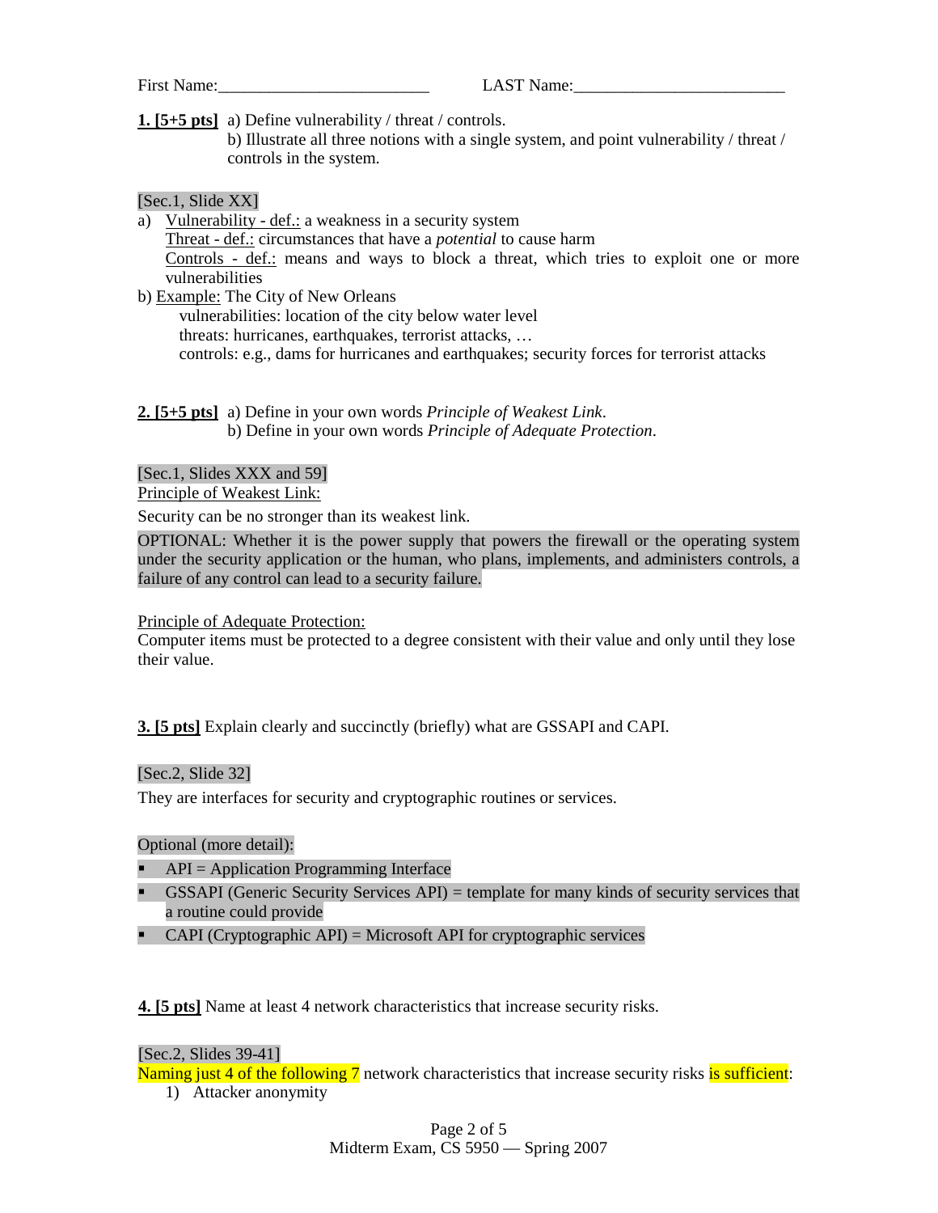First Name:_________________________ LAST Name:_________________________

**1. [5+5 pts]** a) Define vulnerability / threat / controls.
b) Illustrate all three notions with a single system, and point vulnerability / threat / controls in the system.

[Sec.1, Slide XX]

a) Vulnerability - def.: a weakness in a security system
Threat - def.: circumstances that have a *potential* to cause harm
Controls - def.: means and ways to block a threat, which tries to exploit one or more vulnerabilities

b) Example: The City of New Orleans
vulnerabilities: location of the city below water level
threats: hurricanes, earthquakes, terrorist attacks, …
controls: e.g., dams for hurricanes and earthquakes; security forces for terrorist attacks

**2. [5+5 pts]** a) Define in your own words *Principle of Weakest Link*.
b) Define in your own words *Principle of Adequate Protection*.

[Sec.1, Slides XXX and 59]

Principle of Weakest Link:

Security can be no stronger than its weakest link.

OPTIONAL: Whether it is the power supply that powers the firewall or the operating system under the security application or the human, who plans, implements, and administers controls, a failure of any control can lead to a security failure.

Principle of Adequate Protection:

Computer items must be protected to a degree consistent with their value and only until they lose their value.

**3. [5 pts]** Explain clearly and succinctly (briefly) what are GSSAPI and CAPI.

[Sec.2, Slide 32]

They are interfaces for security and cryptographic routines or services.

Optional (more detail):

- API = Application Programming Interface
- GSSAPI (Generic Security Services API) = template for many kinds of security services that a routine could provide
- CAPI (Cryptographic API) = Microsoft API for cryptographic services

**4. [5 pts]** Name at least 4 network characteristics that increase security risks.

[Sec.2, Slides 39-41]

Naming just 4 of the following 7 network characteristics that increase security risks is sufficient:

1) Attacker anonymity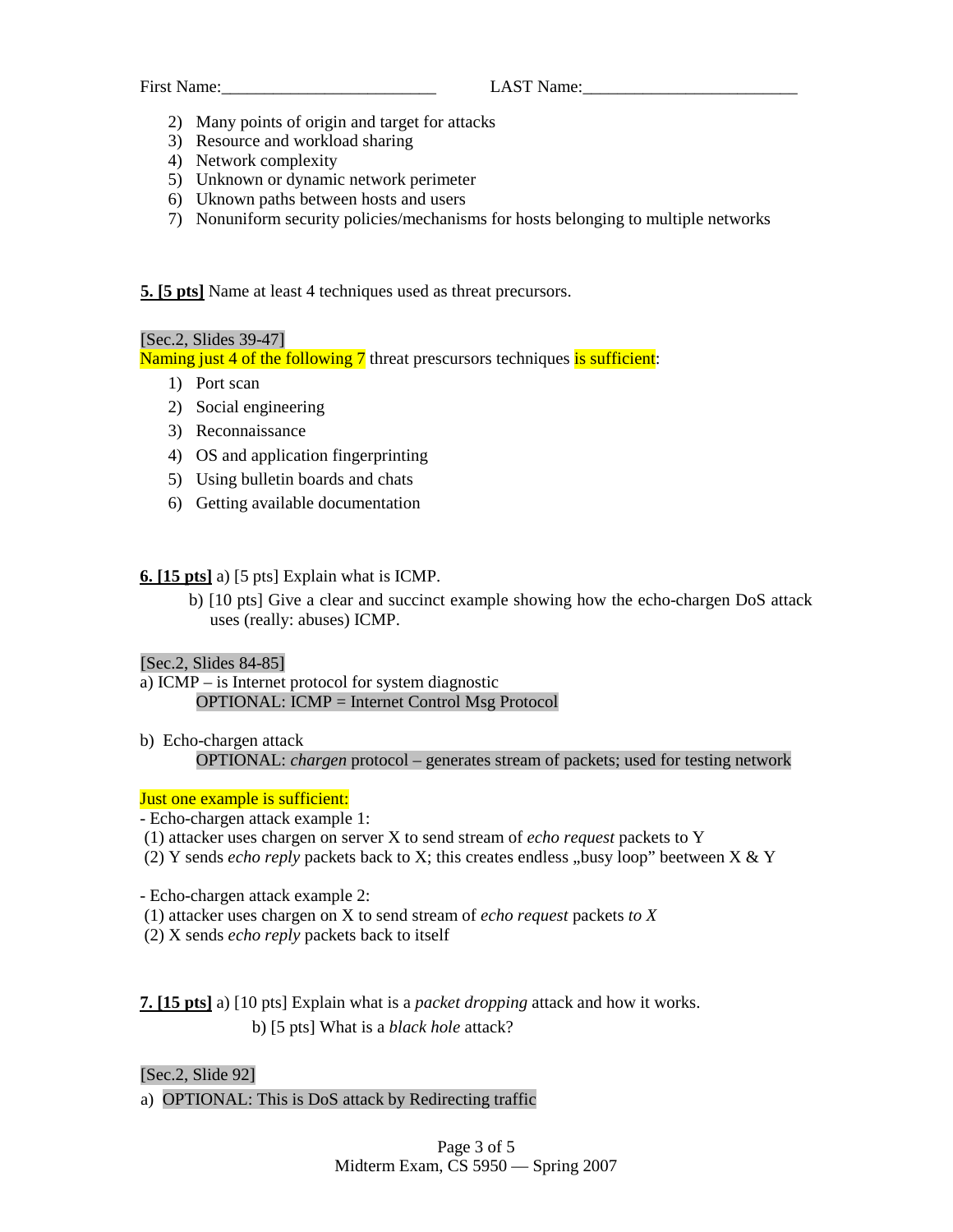First Name:_________________________ LAST Name:_________________________

2) Many points of origin and target for attacks
3) Resource and workload sharing
4) Network complexity
5) Unknown or dynamic network perimeter
6) Uknown paths between hosts and users
7) Nonuniform security policies/mechanisms for hosts belonging to multiple networks

**5. [5 pts]** Name at least 4 techniques used as threat precursors.

[Sec.2, Slides 39-47]
Naming just 4 of the following 7 threat prescursors techniques is sufficient:

1) Port scan
2) Social engineering
3) Reconnaissance
4) OS and application fingerprinting
5) Using bulletin boards and chats
6) Getting available documentation

**6. [15 pts]** a) [5 pts] Explain what is ICMP.

b) [10 pts] Give a clear and succinct example showing how the echo-chargen DoS attack uses (really: abuses) ICMP.

[Sec.2, Slides 84-85]
a) ICMP – is Internet protocol for system diagnostic
OPTIONAL: ICMP = Internet Control Msg Protocol

b) Echo-chargen attack
OPTIONAL: *chargen* protocol – generates stream of packets; used for testing network

Just one example is sufficient:
- Echo-chargen attack example 1:
(1) attacker uses chargen on server X to send stream of *echo request* packets to Y
(2) Y sends *echo reply* packets back to X; this creates endless „busy loop" beetween X & Y

- Echo-chargen attack example 2:
(1) attacker uses chargen on X to send stream of *echo request* packets *to X*
(2) X sends *echo reply* packets back to itself

**7. [15 pts]** a) [10 pts] Explain what is a *packet dropping* attack and how it works.

b) [5 pts] What is a *black hole* attack?

[Sec.2, Slide 92]
a) OPTIONAL: This is DoS attack by Redirecting traffic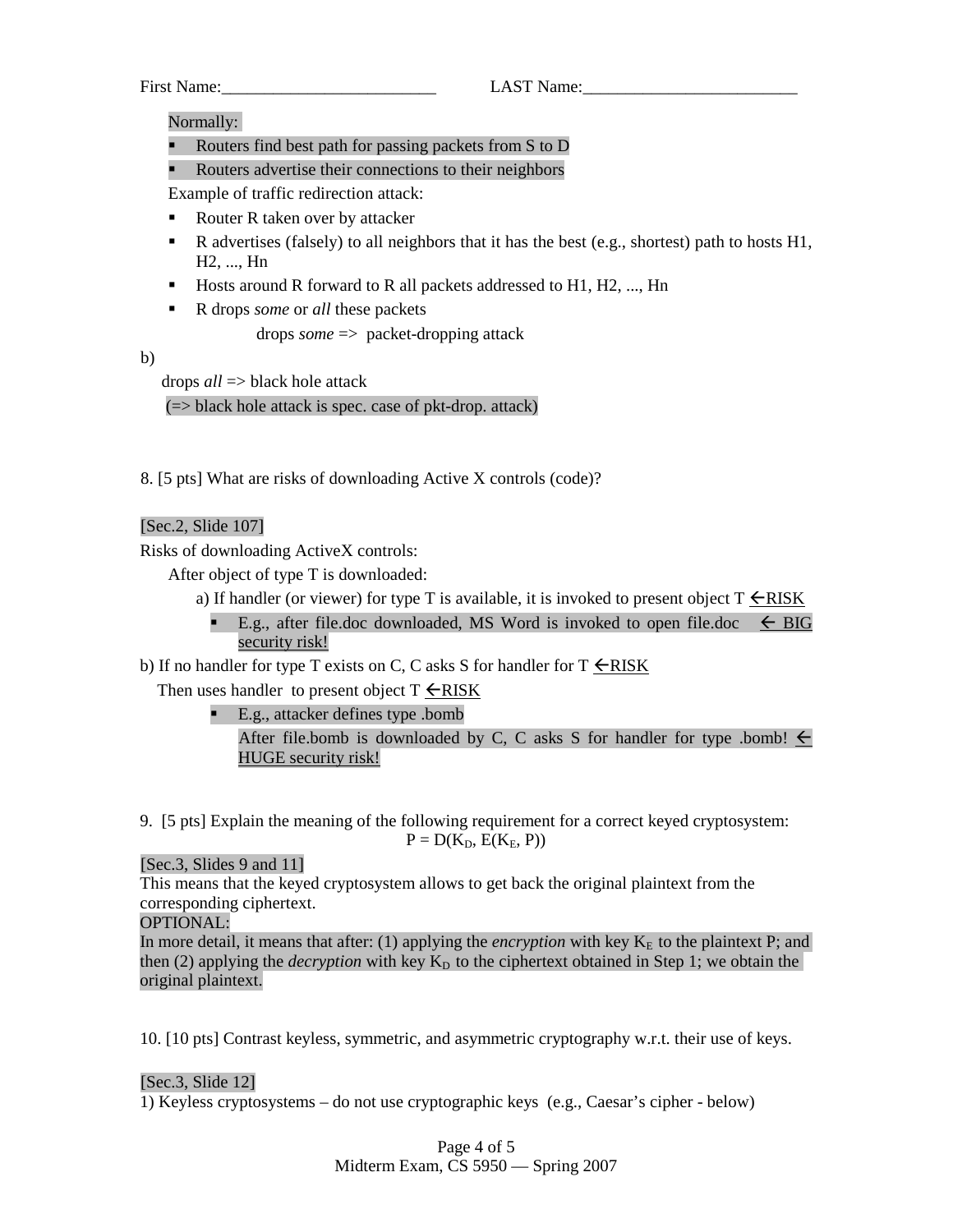First Name:_________________________ LAST Name:_________________________

Normally:

- Routers find best path for passing packets from S to D
- Routers advertise their connections to their neighbors

Example of traffic redirection attack:

- Router R taken over by attacker
- R advertises (falsely) to all neighbors that it has the best (e.g., shortest) path to hosts H1, H2, ..., Hn
- Hosts around R forward to R all packets addressed to H1, H2, ..., Hn
- R drops *some* or *all* these packets

drops *some* => packet-dropping attack

b)

drops *all* => black hole attack

(=> black hole attack is spec. case of pkt-drop. attack)

8. [5 pts] What are risks of downloading Active X controls (code)?

[Sec.2, Slide 107]

Risks of downloading ActiveX controls:

After object of type T is downloaded:

a) If handler (or viewer) for type T is available, it is invoked to present object T ←RISK

- E.g., after file.doc downloaded, MS Word is invoked to open file.doc ← BIG security risk!

b) If no handler for type T exists on C, C asks S for handler for T ←RISK

Then uses handler to present object T ←RISK

- E.g., attacker defines type .bomb

  After file.bomb is downloaded by C, C asks S for handler for type .bomb! ← HUGE security risk!

9. [5 pts] Explain the meaning of the following requirement for a correct keyed cryptosystem:

$$P = D(K_D, E(K_E, P))$$

[Sec.3, Slides 9 and 11]

This means that the keyed cryptosystem allows to get back the original plaintext from the corresponding ciphertext.

OPTIONAL:

In more detail, it means that after: (1) applying the *encryption* with key $K_E$ to the plaintext P; and then (2) applying the *decryption* with key $K_D$ to the ciphertext obtained in Step 1; we obtain the original plaintext.

10. [10 pts] Contrast keyless, symmetric, and asymmetric cryptography w.r.t. their use of keys.

[Sec.3, Slide 12]

1) Keyless cryptosystems – do not use cryptographic keys (e.g., Caesar's cipher - below)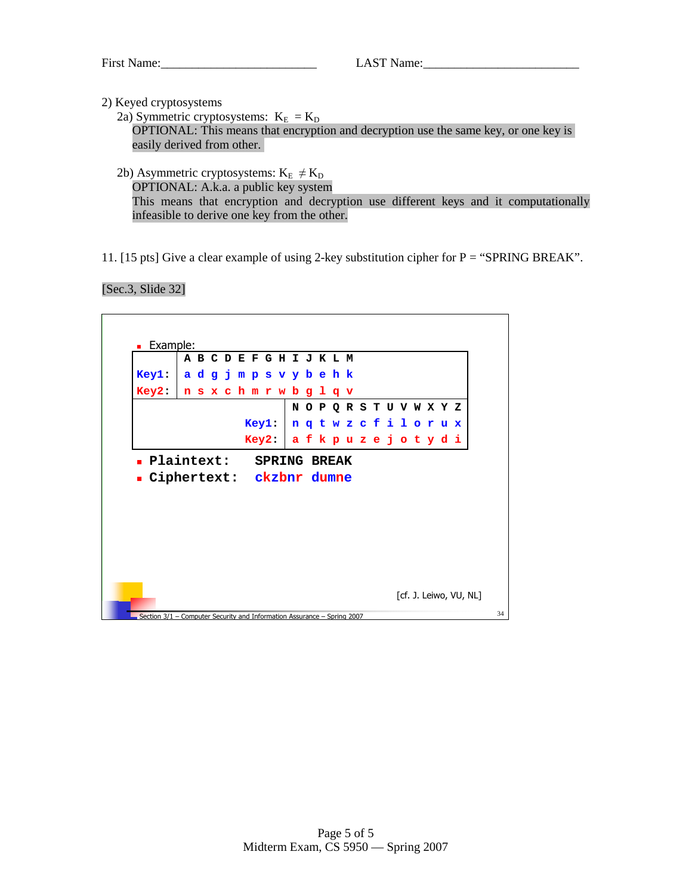First Name:_________________________ LAST Name:_________________________

2) Keyed cryptosystems

2a) Symmetric cryptosystems: $K_E = K_D$

OPTIONAL: This means that encryption and decryption use the same key, or one key is easily derived from other.

2b) Asymmetric cryptosystems: $K_E \neq K_D$

OPTIONAL: A.k.a. a public key system

This means that encryption and decryption use different keys and it computationally infeasible to derive one key from the other.

11. [15 pts] Give a clear example of using 2-key substitution cipher for P = “SPRING BREAK”.

[Sec.3, Slide 32]

- Example:

| | A | B | C | D | E | F | G | H | I | J | K | L | M |
|---|---|---|---|---|---|---|---|---|---|---|---|---|---|
| Key1: | a | d | g | j | m | p | s | v | y | b | e | h | k |
| Key2: | n | s | x | c | h | m | r | w | b | g | l | q | v |

| | N | O | P | Q | R | S | T | U | V | W | X | Y | Z |
|---|---|---|---|---|---|---|---|---|---|---|---|---|---|
| Key1: | n | q | t | w | z | c | f | i | l | o | r | u | x |
| Key2: | a | f | k | p | u | z | e | j | o | t | y | d | i |

- Plaintext: SPRING BREAK
- Ciphertext: ckzbnr dumne

[cf. J. Leiwo, VU, NL]

Section 3/1 – Computer Security and Information Assurance – Spring 2007